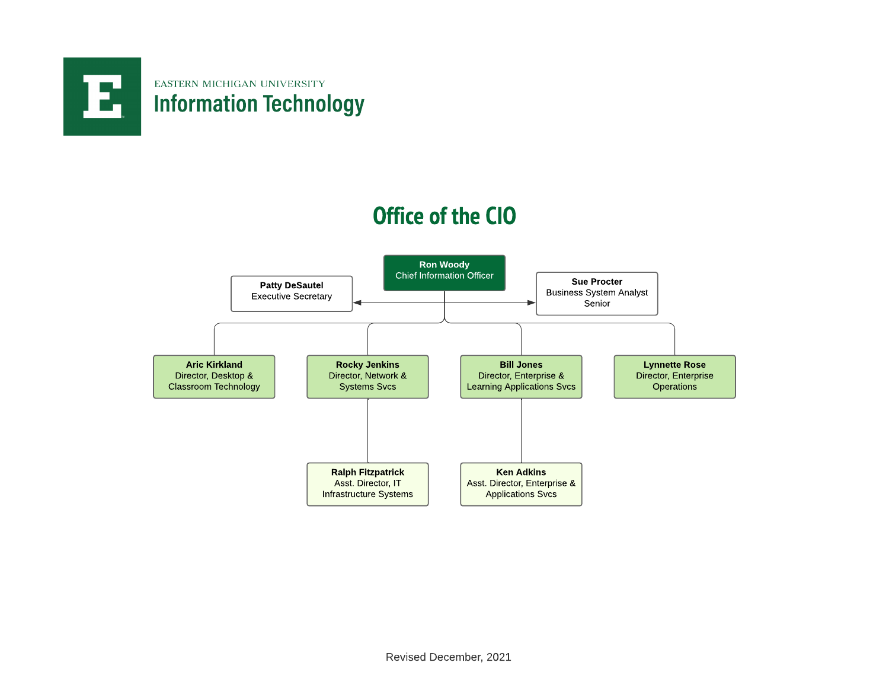EASTERN MICHIGAN UNIVERSITY

# Information Technology

## Office of the CIO

**Ron Woody**
Chief Information Officer

- **Patty DeSautel** — Executive Secretary
- **Sue Procter** — Business System Analyst Senior
- **Aric Kirkland** — Director, Desktop & Classroom Technology
- **Rocky Jenkins** — Director, Network & Systems Svcs
  - **Ralph Fitzpatrick** — Asst. Director, IT Infrastructure Systems
- **Bill Jones** — Director, Enterprise & Learning Applications Svcs
  - **Ken Adkins** — Asst. Director, Enterprise & Applications Svcs
- **Lynnette Rose** — Director, Enterprise Operations

Revised December, 2021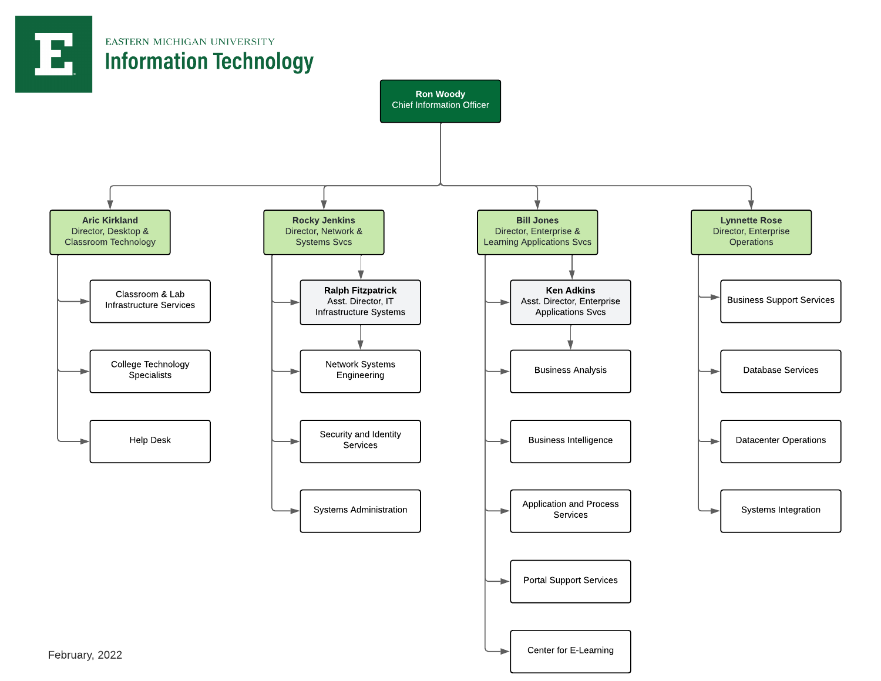EASTERN MICHIGAN UNIVERSITY

# Information Technology

**Ron Woody**
Chief Information Officer

- **Aric Kirkland** — Director, Desktop & Classroom Technology
  - Classroom & Lab Infrastructure Services
  - College Technology Specialists
  - Help Desk
- **Rocky Jenkins** — Director, Network & Systems Svcs
  - **Ralph Fitzpatrick** — Asst. Director, IT Infrastructure Systems
    - Network Systems Engineering
  - Security and Identity Services
  - Systems Administration
- **Bill Jones** — Director, Enterprise & Learning Applications Svcs
  - **Ken Adkins** — Asst. Director, Enterprise Applications Svcs
    - Business Analysis
  - Business Intelligence
  - Application and Process Services
  - Portal Support Services
  - Center for E-Learning
- **Lynnette Rose** — Director, Enterprise Operations
  - Business Support Services
  - Database Services
  - Datacenter Operations
  - Systems Integration

February, 2022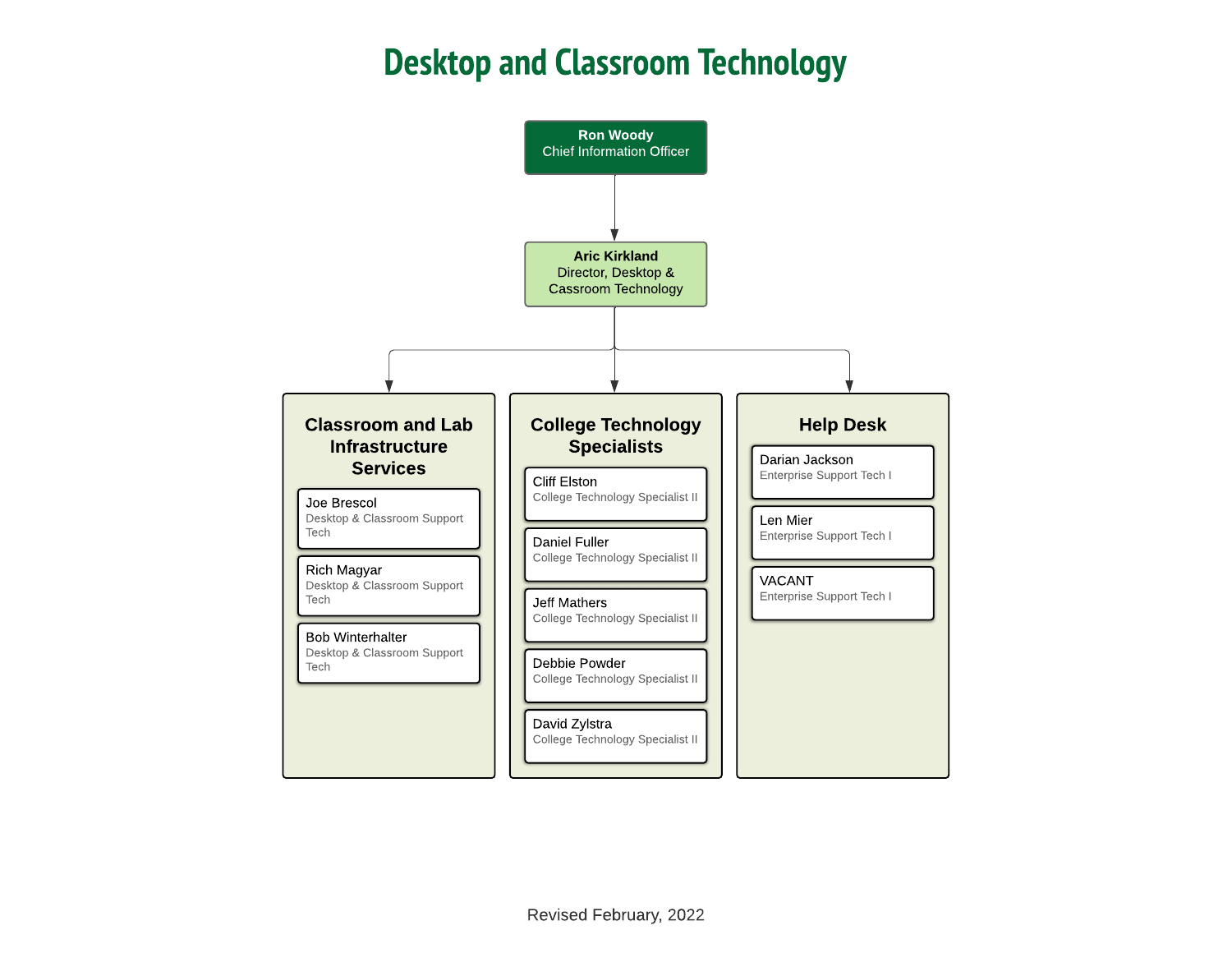# Desktop and Classroom Technology

**Ron Woody**
Chief Information Officer

**Aric Kirkland**
Director, Desktop & Classroom Technology

## Classroom and Lab Infrastructure Services

- Joe Brescol — Desktop & Classroom Support Tech
- Rich Magyar — Desktop & Classroom Support Tech
- Bob Winterhalter — Desktop & Classroom Support Tech

## College Technology Specialists

- Cliff Elston — College Technology Specialist II
- Daniel Fuller — College Technology Specialist II
- Jeff Mathers — College Technology Specialist II
- Debbie Powder — College Technology Specialist II
- David Zylstra — College Technology Specialist II

## Help Desk

- Darian Jackson — Enterprise Support Tech I
- Len Mier — Enterprise Support Tech I
- VACANT — Enterprise Support Tech I

Revised February, 2022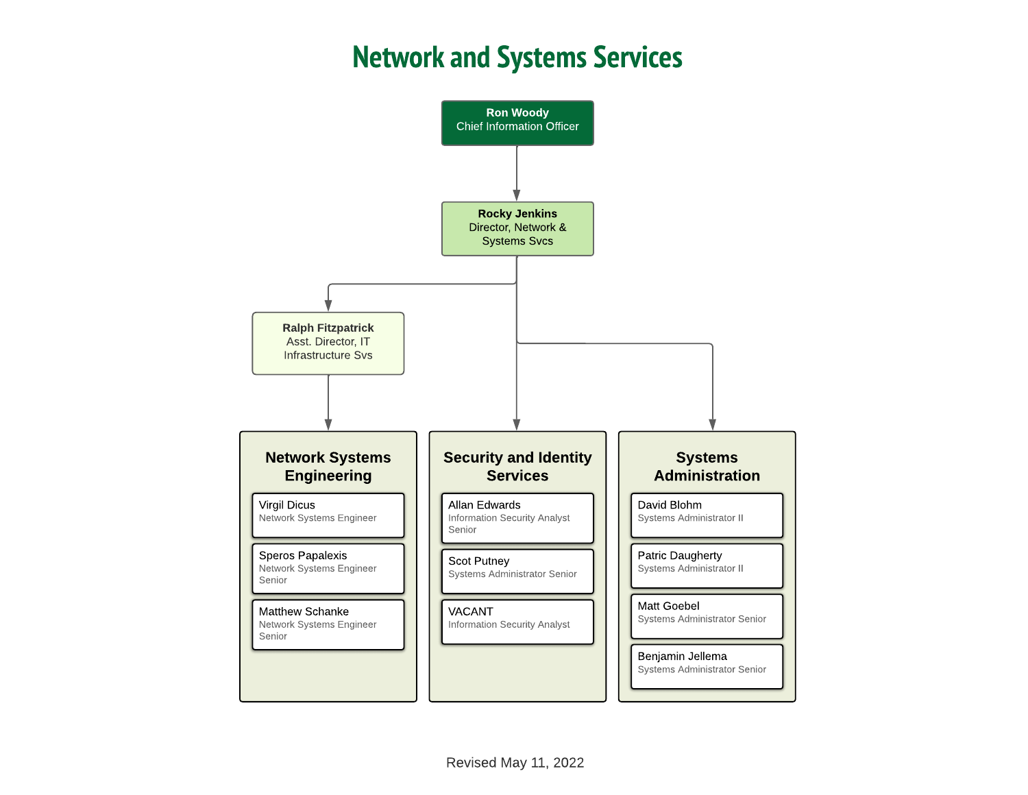# Network and Systems Services

**Ron Woody**
Chief Information Officer

**Rocky Jenkins**
Director, Network & Systems Svcs

**Ralph Fitzpatrick**
Asst. Director, IT Infrastructure Svs

## Network Systems Engineering

- Virgil Dicus
  Network Systems Engineer
- Speros Papalexis
  Network Systems Engineer Senior
- Matthew Schanke
  Network Systems Engineer Senior

## Security and Identity Services

- Allan Edwards
  Information Security Analyst Senior
- Scot Putney
  Systems Administrator Senior
- VACANT
  Information Security Analyst

## Systems Administration

- David Blohm
  Systems Administrator II
- Patric Daugherty
  Systems Administrator II
- Matt Goebel
  Systems Administrator Senior
- Benjamin Jellema
  Systems Administrator Senior

Revised May 11, 2022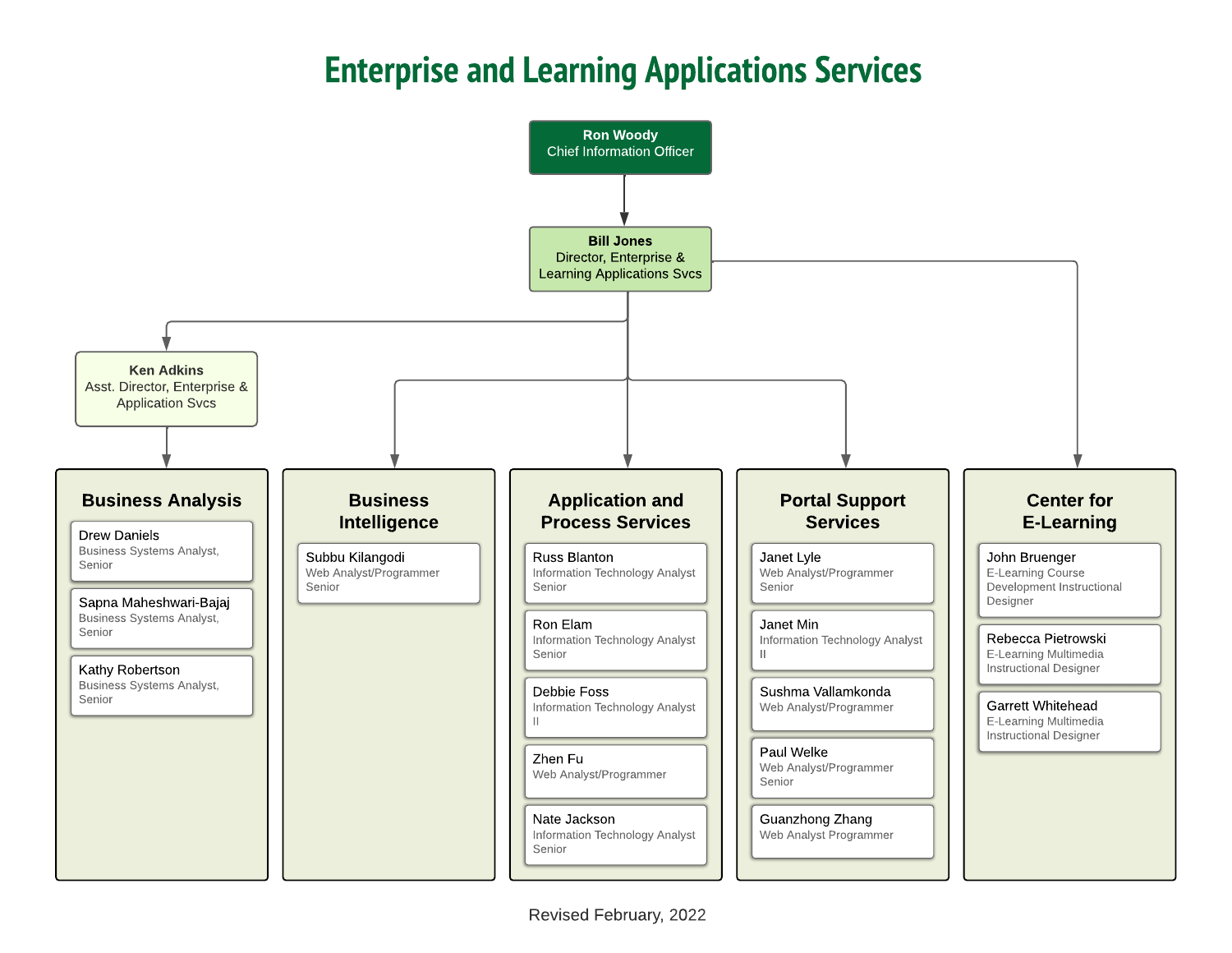# Enterprise and Learning Applications Services

**Ron Woody**
Chief Information Officer

**Bill Jones**
Director, Enterprise & Learning Applications Svcs

**Ken Adkins**
Asst. Director, Enterprise & Application Svcs

## Business Analysis

- Drew Daniels — Business Systems Analyst, Senior
- Sapna Maheshwari-Bajaj — Business Systems Analyst, Senior
- Kathy Robertson — Business Systems Analyst, Senior

## Business Intelligence

- Subbu Kilangodi — Web Analyst/Programmer Senior

## Application and Process Services

- Russ Blanton — Information Technology Analyst Senior
- Ron Elam — Information Technology Analyst Senior
- Debbie Foss — Information Technology Analyst II
- Zhen Fu — Web Analyst/Programmer
- Nate Jackson — Information Technology Analyst Senior

## Portal Support Services

- Janet Lyle — Web Analyst/Programmer Senior
- Janet Min — Information Technology Analyst II
- Sushma Vallamkonda — Web Analyst/Programmer
- Paul Welke — Web Analyst/Programmer Senior
- Guanzhong Zhang — Web Analyst Programmer

## Center for E-Learning

- John Bruenger — E-Learning Course Development Instructional Designer
- Rebecca Pietrowski — E-Learning Multimedia Instructional Designer
- Garrett Whitehead — E-Learning Multimedia Instructional Designer

Revised February, 2022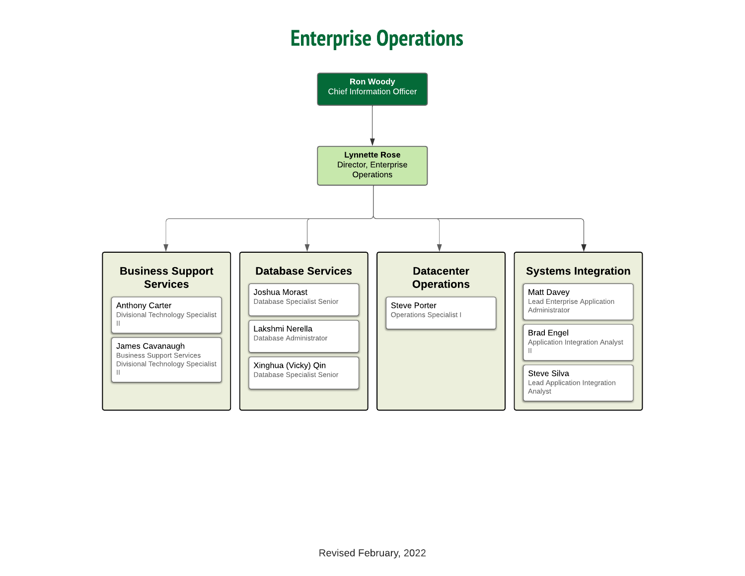# Enterprise Operations

**Ron Woody**
Chief Information Officer

**Lynnette Rose**
Director, Enterprise Operations

## Business Support Services

- Anthony Carter
  Divisional Technology Specialist II
- James Cavanaugh
  Business Support Services Divisional Technology Specialist II

## Database Services

- Joshua Morast
  Database Specialist Senior
- Lakshmi Nerella
  Database Administrator
- Xinghua (Vicky) Qin
  Database Specialist Senior

## Datacenter Operations

- Steve Porter
  Operations Specialist I

## Systems Integration

- Matt Davey
  Lead Enterprise Application Administrator
- Brad Engel
  Application Integration Analyst II
- Steve Silva
  Lead Application Integration Analyst

Revised February, 2022